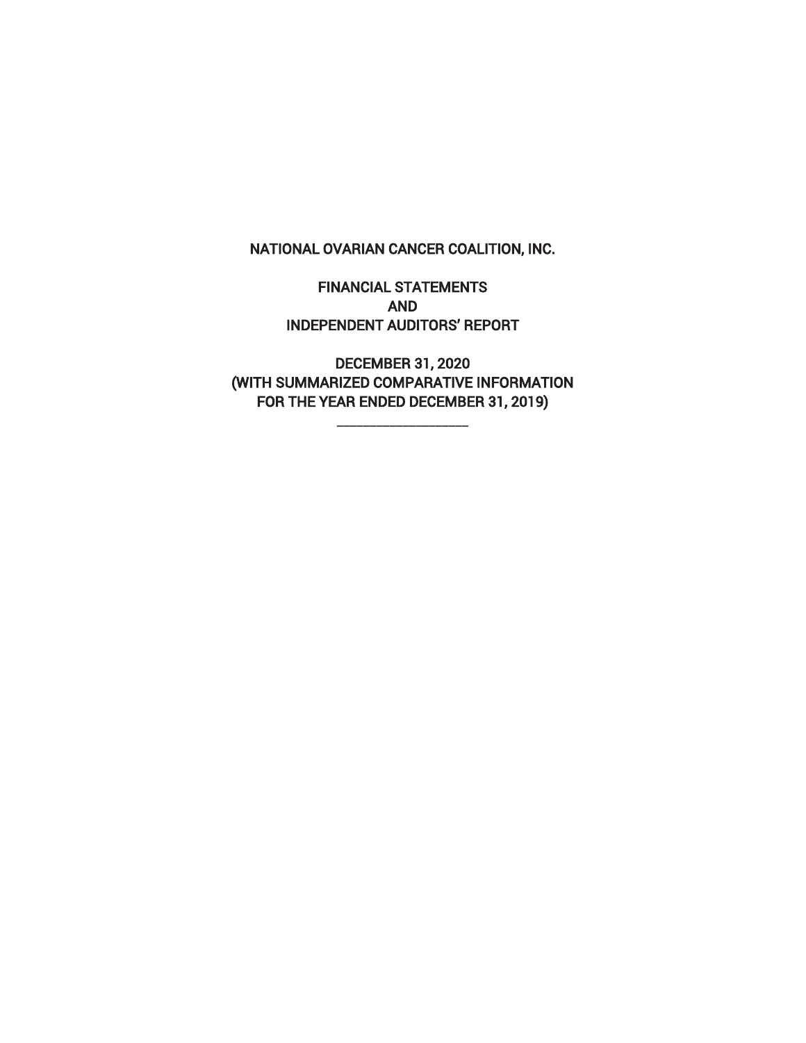# NATIONAL OVARIAN CANCER COALITION, INC.

## FINANCIAL STATEMENTS
## AND
## INDEPENDENT AUDITORS' REPORT

DECEMBER 31, 2020
(WITH SUMMARIZED COMPARATIVE INFORMATION
FOR THE YEAR ENDED DECEMBER 31, 2019)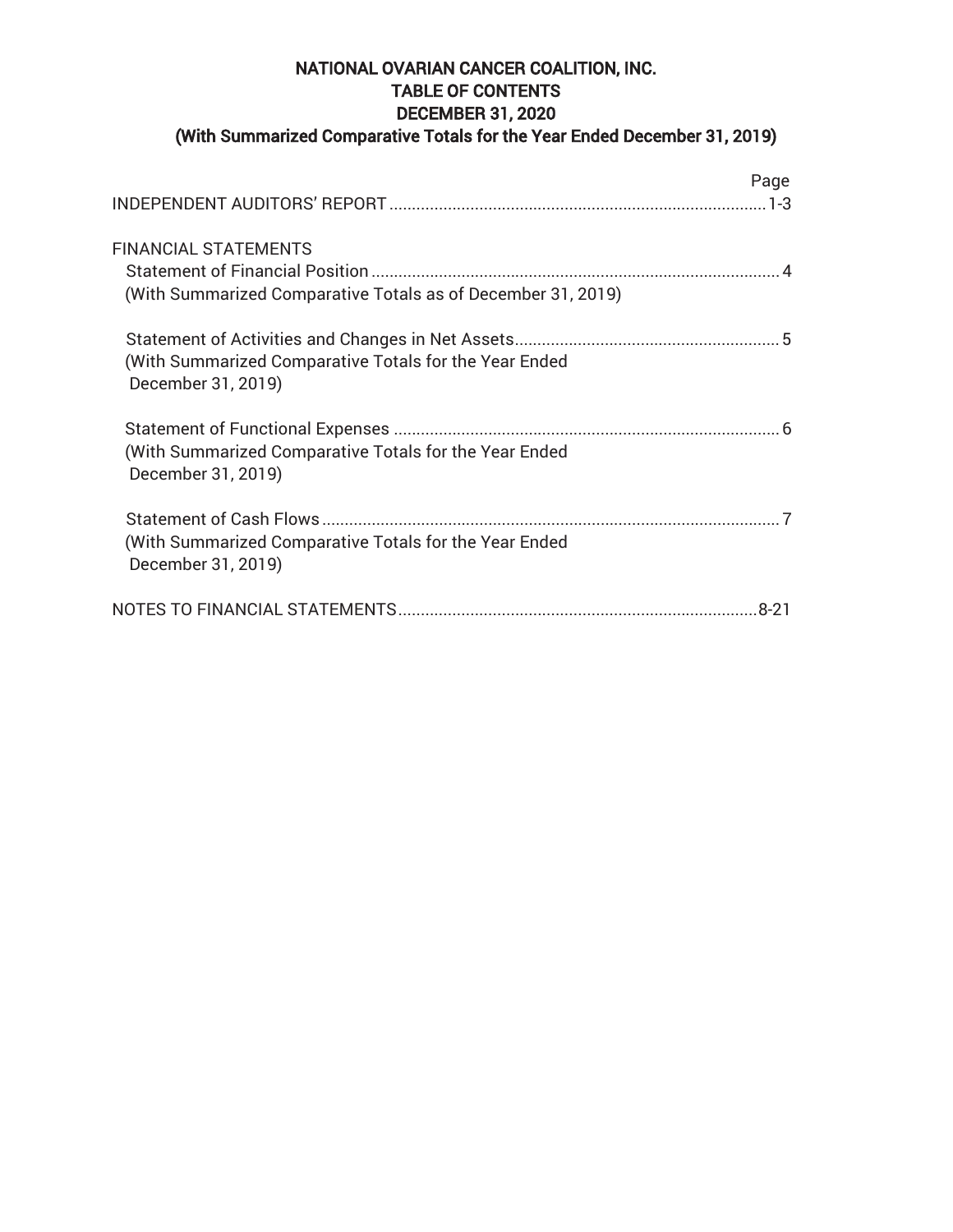# NATIONAL OVARIAN CANCER COALITION, INC.
## TABLE OF CONTENTS
## DECEMBER 31, 2020
## (With Summarized Comparative Totals for the Year Ended December 31, 2019)

| | Page |
|---|---|
| INDEPENDENT AUDITORS' REPORT | 1-3 |
| FINANCIAL STATEMENTS | |
| Statement of Financial Position (With Summarized Comparative Totals as of December 31, 2019) | 4 |
| Statement of Activities and Changes in Net Assets (With Summarized Comparative Totals for the Year Ended December 31, 2019) | 5 |
| Statement of Functional Expenses (With Summarized Comparative Totals for the Year Ended December 31, 2019) | 6 |
| Statement of Cash Flows (With Summarized Comparative Totals for the Year Ended December 31, 2019) | 7 |
| NOTES TO FINANCIAL STATEMENTS | 8-21 |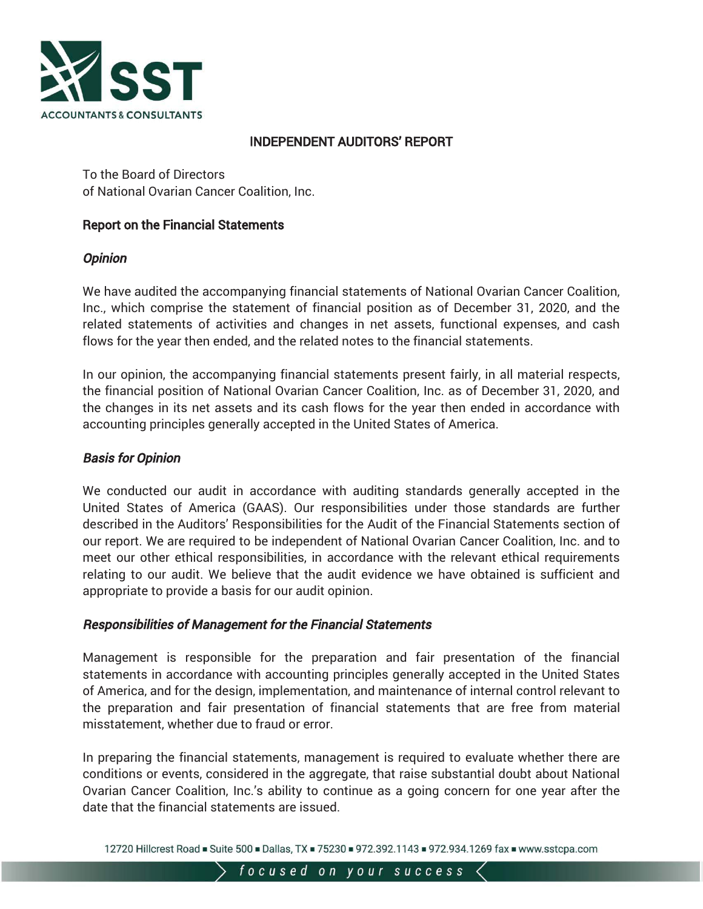# INDEPENDENT AUDITORS' REPORT

To the Board of Directors
of National Ovarian Cancer Coalition, Inc.

## Report on the Financial Statements

### *Opinion*

We have audited the accompanying financial statements of National Ovarian Cancer Coalition, Inc., which comprise the statement of financial position as of December 31, 2020, and the related statements of activities and changes in net assets, functional expenses, and cash flows for the year then ended, and the related notes to the financial statements.

In our opinion, the accompanying financial statements present fairly, in all material respects, the financial position of National Ovarian Cancer Coalition, Inc. as of December 31, 2020, and the changes in its net assets and its cash flows for the year then ended in accordance with accounting principles generally accepted in the United States of America.

### *Basis for Opinion*

We conducted our audit in accordance with auditing standards generally accepted in the United States of America (GAAS). Our responsibilities under those standards are further described in the Auditors' Responsibilities for the Audit of the Financial Statements section of our report. We are required to be independent of National Ovarian Cancer Coalition, Inc. and to meet our other ethical responsibilities, in accordance with the relevant ethical requirements relating to our audit. We believe that the audit evidence we have obtained is sufficient and appropriate to provide a basis for our audit opinion.

### *Responsibilities of Management for the Financial Statements*

Management is responsible for the preparation and fair presentation of the financial statements in accordance with accounting principles generally accepted in the United States of America, and for the design, implementation, and maintenance of internal control relevant to the preparation and fair presentation of financial statements that are free from material misstatement, whether due to fraud or error.

In preparing the financial statements, management is required to evaluate whether there are conditions or events, considered in the aggregate, that raise substantial doubt about National Ovarian Cancer Coalition, Inc.'s ability to continue as a going concern for one year after the date that the financial statements are issued.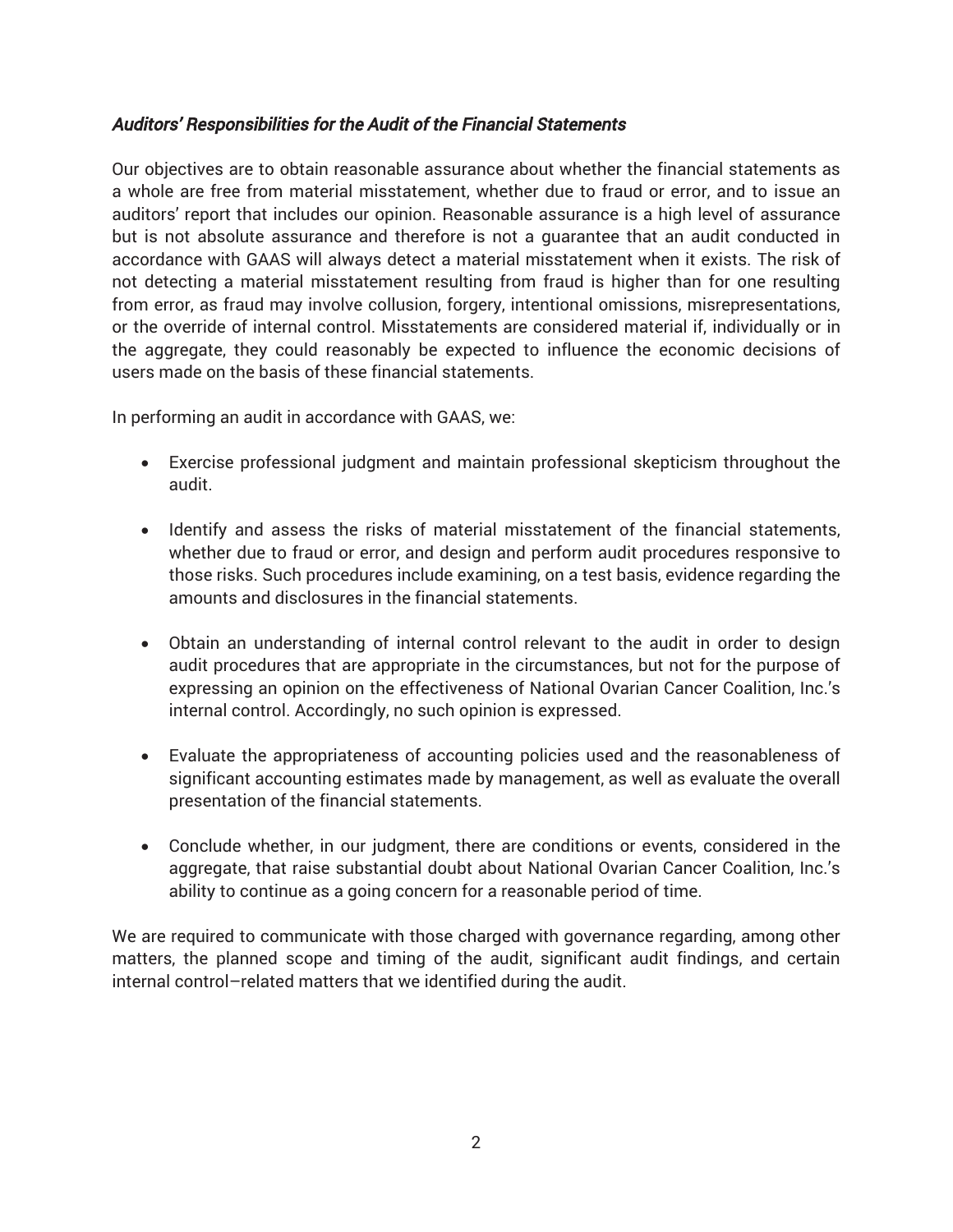*Auditors' Responsibilities for the Audit of the Financial Statements*

Our objectives are to obtain reasonable assurance about whether the financial statements as a whole are free from material misstatement, whether due to fraud or error, and to issue an auditors' report that includes our opinion. Reasonable assurance is a high level of assurance but is not absolute assurance and therefore is not a guarantee that an audit conducted in accordance with GAAS will always detect a material misstatement when it exists. The risk of not detecting a material misstatement resulting from fraud is higher than for one resulting from error, as fraud may involve collusion, forgery, intentional omissions, misrepresentations, or the override of internal control. Misstatements are considered material if, individually or in the aggregate, they could reasonably be expected to influence the economic decisions of users made on the basis of these financial statements.

In performing an audit in accordance with GAAS, we:

- Exercise professional judgment and maintain professional skepticism throughout the audit.
- Identify and assess the risks of material misstatement of the financial statements, whether due to fraud or error, and design and perform audit procedures responsive to those risks. Such procedures include examining, on a test basis, evidence regarding the amounts and disclosures in the financial statements.
- Obtain an understanding of internal control relevant to the audit in order to design audit procedures that are appropriate in the circumstances, but not for the purpose of expressing an opinion on the effectiveness of National Ovarian Cancer Coalition, Inc.'s internal control. Accordingly, no such opinion is expressed.
- Evaluate the appropriateness of accounting policies used and the reasonableness of significant accounting estimates made by management, as well as evaluate the overall presentation of the financial statements.
- Conclude whether, in our judgment, there are conditions or events, considered in the aggregate, that raise substantial doubt about National Ovarian Cancer Coalition, Inc.'s ability to continue as a going concern for a reasonable period of time.

We are required to communicate with those charged with governance regarding, among other matters, the planned scope and timing of the audit, significant audit findings, and certain internal control–related matters that we identified during the audit.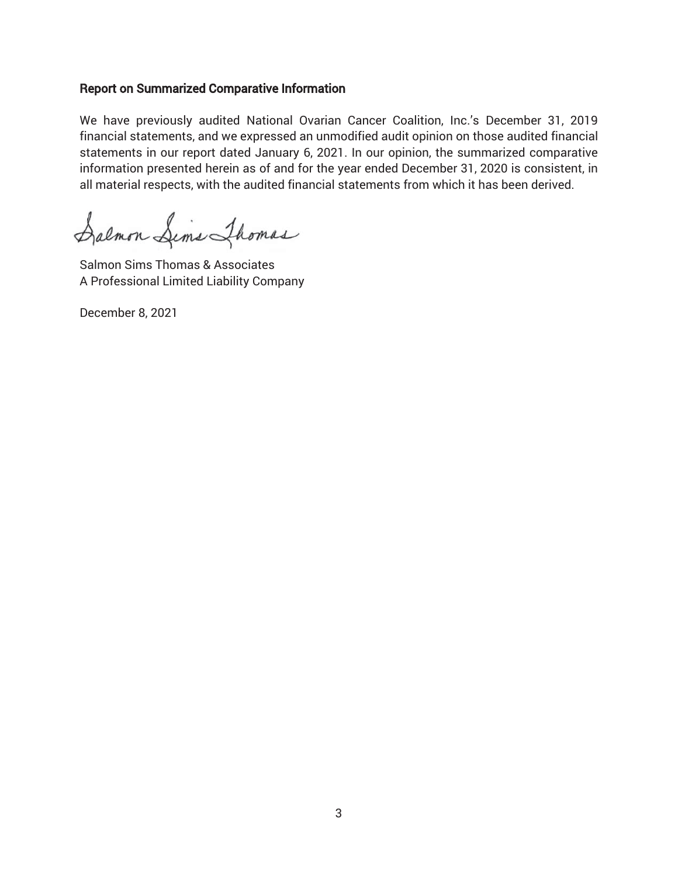### Report on Summarized Comparative Information

We have previously audited National Ovarian Cancer Coalition, Inc.'s December 31, 2019 financial statements, and we expressed an unmodified audit opinion on those audited financial statements in our report dated January 6, 2021. In our opinion, the summarized comparative information presented herein as of and for the year ended December 31, 2020 is consistent, in all material respects, with the audited financial statements from which it has been derived.

Salmon Sims Thomas

Salmon Sims Thomas & Associates
A Professional Limited Liability Company

December 8, 2021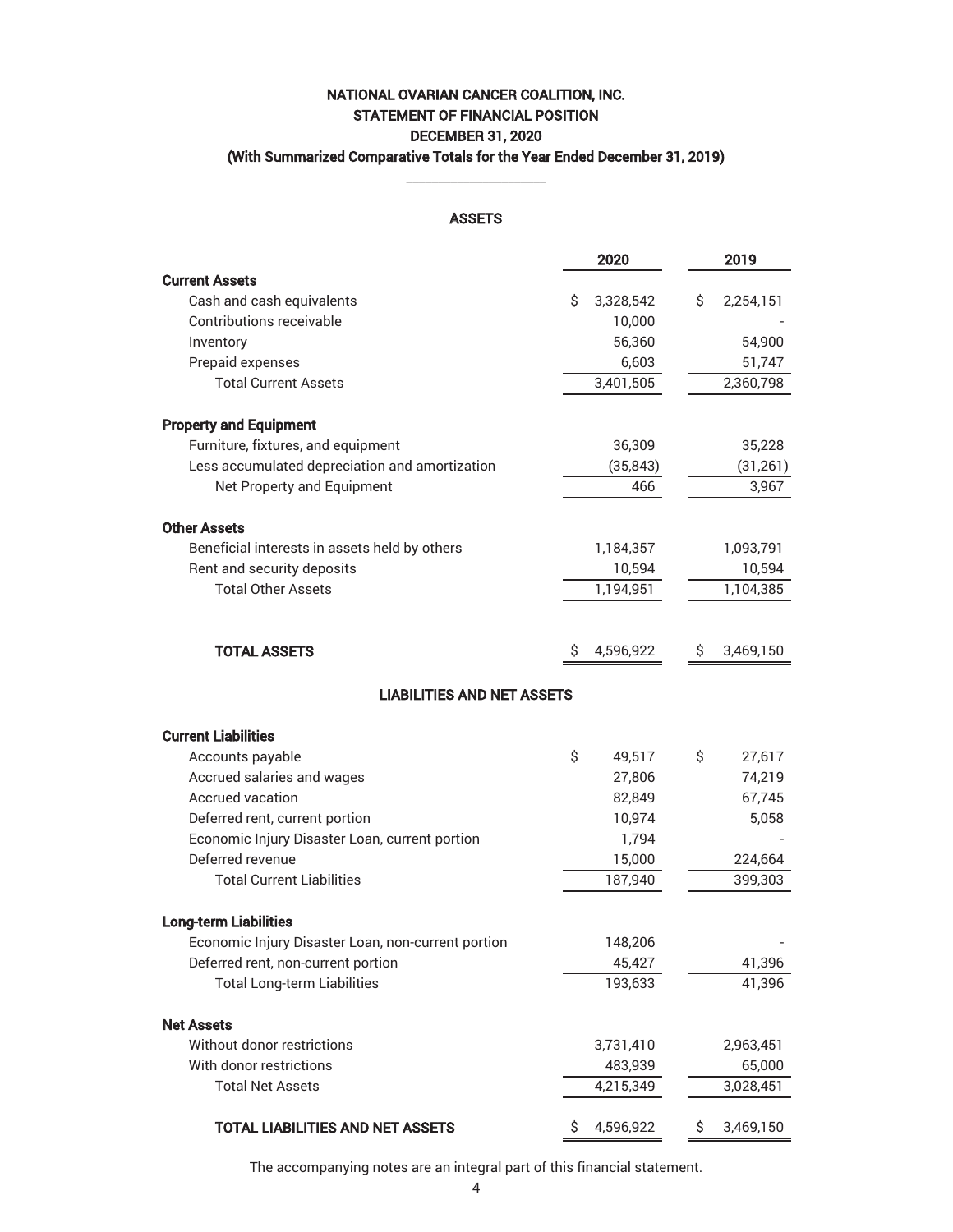# NATIONAL OVARIAN CANCER COALITION, INC.
## STATEMENT OF FINANCIAL POSITION
## DECEMBER 31, 2020
## (With Summarized Comparative Totals for the Year Ended December 31, 2019)

### ASSETS

| | 2020 | 2019 |
|---|---|---|
| **Current Assets** | | |
| Cash and cash equivalents | $ 3,328,542 | $ 2,254,151 |
| Contributions receivable | 10,000 | - |
| Inventory | 56,360 | 54,900 |
| Prepaid expenses | 6,603 | 51,747 |
| Total Current Assets | 3,401,505 | 2,360,798 |
| **Property and Equipment** | | |
| Furniture, fixtures, and equipment | 36,309 | 35,228 |
| Less accumulated depreciation and amortization | (35,843) | (31,261) |
| Net Property and Equipment | 466 | 3,967 |
| **Other Assets** | | |
| Beneficial interests in assets held by others | 1,184,357 | 1,093,791 |
| Rent and security deposits | 10,594 | 10,594 |
| Total Other Assets | 1,194,951 | 1,104,385 |
| **TOTAL ASSETS** | $ 4,596,922 | $ 3,469,150 |

### LIABILITIES AND NET ASSETS

| | 2020 | 2019 |
|---|---|---|
| **Current Liabilities** | | |
| Accounts payable | $ 49,517 | $ 27,617 |
| Accrued salaries and wages | 27,806 | 74,219 |
| Accrued vacation | 82,849 | 67,745 |
| Deferred rent, current portion | 10,974 | 5,058 |
| Economic Injury Disaster Loan, current portion | 1,794 | - |
| Deferred revenue | 15,000 | 224,664 |
| Total Current Liabilities | 187,940 | 399,303 |
| **Long-term Liabilities** | | |
| Economic Injury Disaster Loan, non-current portion | 148,206 | - |
| Deferred rent, non-current portion | 45,427 | 41,396 |
| Total Long-term Liabilities | 193,633 | 41,396 |
| **Net Assets** | | |
| Without donor restrictions | 3,731,410 | 2,963,451 |
| With donor restrictions | 483,939 | 65,000 |
| Total Net Assets | 4,215,349 | 3,028,451 |
| **TOTAL LIABILITIES AND NET ASSETS** | $ 4,596,922 | $ 3,469,150 |

The accompanying notes are an integral part of this financial statement.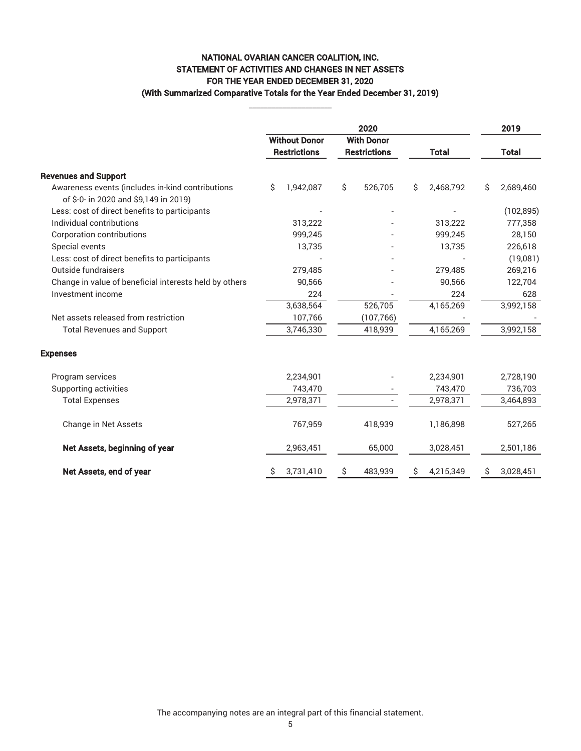# NATIONAL OVARIAN CANCER COALITION, INC.
## STATEMENT OF ACTIVITIES AND CHANGES IN NET ASSETS
## FOR THE YEAR ENDED DECEMBER 31, 2020
### (With Summarized Comparative Totals for the Year Ended December 31, 2019)

| | 2020 | | | 2019 |
|---|---|---|---|---|
| | Without Donor Restrictions | With Donor Restrictions | Total | Total |
| **Revenues and Support** | | | | |
| Awareness events (includes in-kind contributions of $-0- in 2020 and $9,149 in 2019) | $ 1,942,087 | $ 526,705 | $ 2,468,792 | $ 2,689,460 |
| Less: cost of direct benefits to participants | - | - | - | (102,895) |
| Individual contributions | 313,222 | - | 313,222 | 777,358 |
| Corporation contributions | 999,245 | - | 999,245 | 28,150 |
| Special events | 13,735 | - | 13,735 | 226,618 |
| Less: cost of direct benefits to participants | - | - | - | (19,081) |
| Outside fundraisers | 279,485 | - | 279,485 | 269,216 |
| Change in value of beneficial interests held by others | 90,566 | - | 90,566 | 122,704 |
| Investment income | 224 | - | 224 | 628 |
| | 3,638,564 | 526,705 | 4,165,269 | 3,992,158 |
| Net assets released from restriction | 107,766 | (107,766) | - | - |
| Total Revenues and Support | 3,746,330 | 418,939 | 4,165,269 | 3,992,158 |
| **Expenses** | | | | |
| Program services | 2,234,901 | - | 2,234,901 | 2,728,190 |
| Supporting activities | 743,470 | - | 743,470 | 736,703 |
| Total Expenses | 2,978,371 | - | 2,978,371 | 3,464,893 |
| Change in Net Assets | 767,959 | 418,939 | 1,186,898 | 527,265 |
| **Net Assets, beginning of year** | 2,963,451 | 65,000 | 3,028,451 | 2,501,186 |
| **Net Assets, end of year** | $ 3,731,410 | $ 483,939 | $ 4,215,349 | $ 3,028,451 |

The accompanying notes are an integral part of this financial statement.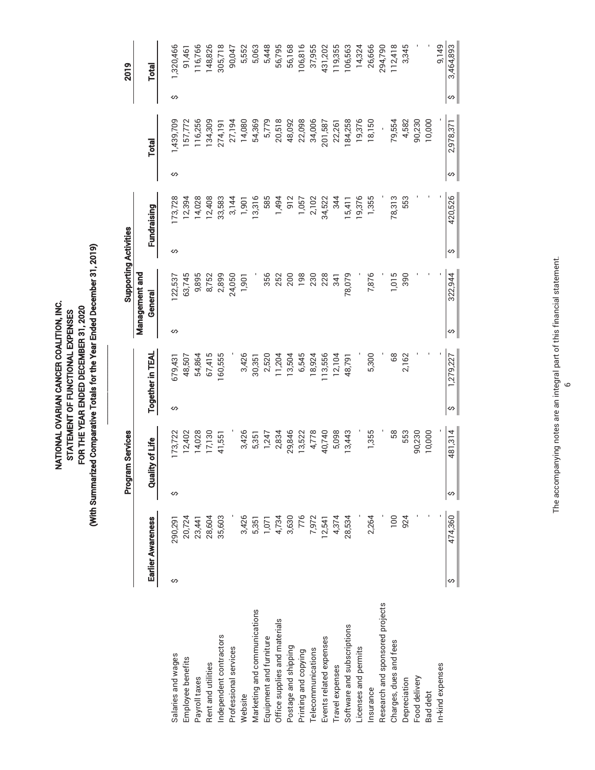# NATIONAL OVARIAN CANCER COALITION, INC.
## STATEMENT OF FUNCTIONAL EXPENSES
### FOR THE YEAR ENDED DECEMBER 31, 2020
### (With Summarized Comparative Totals for the Year Ended December 31, 2019)

| | Program Services | | | Supporting Activities | | | 2019 |
|---|---|---|---|---|---|---|---|
| | Earlier Awareness | Quality of Life | Together in TEAL | Management and General | Fundraising | Total | Total |
| Salaries and wages | $ 290,291 | $ 173,722 | $ 679,431 | $ 122,537 | $ 173,728 | $ 1,439,709 | $ 1,320,466 |
| Employee benefits | 20,724 | 12,402 | 48,507 | 63,745 | 12,394 | 157,772 | 91,461 |
| Payroll taxes | 23,441 | 14,028 | 54,864 | 9,895 | 14,028 | 116,256 | 116,766 |
| Rent and utilities | 28,604 | 17,130 | 67,415 | 8,752 | 12,408 | 134,309 | 148,826 |
| Independent contractors | 35,603 | 41,551 | 160,555 | 2,899 | 33,583 | 274,191 | 305,718 |
| Professional services | - | - | - | 24,050 | 3,144 | 27,194 | 90,047 |
| Website | 3,426 | 3,426 | 3,426 | 1,901 | 1,901 | 14,080 | 5,552 |
| Marketing and communications | 5,351 | 5,351 | 30,351 | - | 13,316 | 54,369 | 5,063 |
| Equipment and furniture | 1,071 | 1,247 | 2,520 | 356 | 585 | 5,779 | 5,448 |
| Office supplies and materials | 4,734 | 2,834 | 11,204 | 252 | 1,494 | 20,518 | 56,795 |
| Postage and shipping | 3,630 | 29,846 | 13,504 | 200 | 912 | 48,092 | 56,168 |
| Printing and copying | 776 | 13,522 | 6,545 | 198 | 1,057 | 22,098 | 106,816 |
| Telecommunications | 7,972 | 4,778 | 18,924 | 230 | 2,102 | 34,006 | 37,955 |
| Events related expenses | 12,541 | 40,740 | 113,556 | 228 | 34,522 | 201,587 | 431,202 |
| Travel expenses | 4,374 | 5,098 | 12,104 | 341 | 344 | 22,261 | 119,355 |
| Software and subscriptions | 28,534 | 13,443 | 48,791 | 78,079 | 15,411 | 184,258 | 106,563 |
| Licenses and permits | - | - | - | - | 19,376 | 19,376 | 14,324 |
| Insurance | 2,264 | 1,355 | 5,300 | 7,876 | 1,355 | 18,150 | 26,666 |
| Research and sponsored projects | - | - | - | - | - | - | 294,790 |
| Charges, dues and fees | 100 | 58 | 68 | 1,015 | 78,313 | 79,554 | 112,418 |
| Depreciation | 924 | 553 | 2,162 | 390 | 553 | 4,582 | 3,345 |
| Food delivery | - | 90,230 | - | - | - | 90,230 | - |
| Bad debt | - | 10,000 | - | - | - | 10,000 | - |
| In-kind expenses | - | - | - | - | - | - | 9,149 |
| | $ 474,360 | $ 481,314 | $ 1,279,227 | $ 322,944 | $ 420,526 | $ 2,978,371 | $ 3,464,893 |

The accompanying notes are an integral part of this financial statement.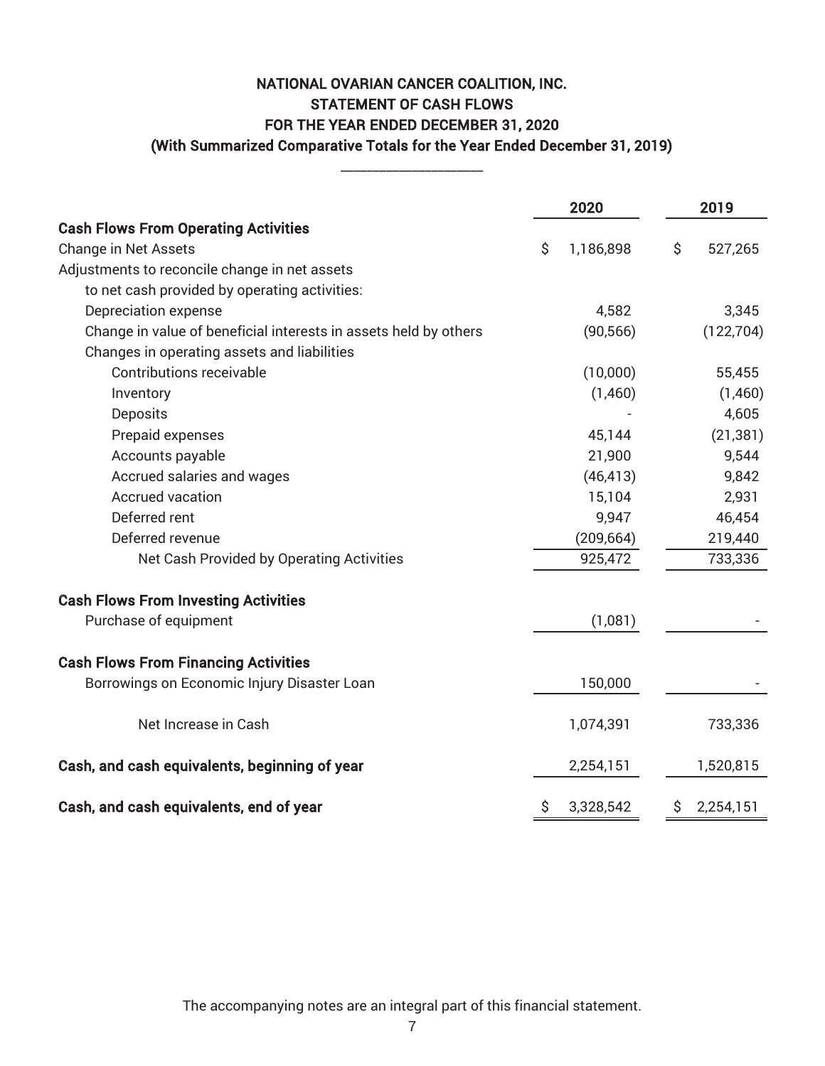# NATIONAL OVARIAN CANCER COALITION, INC.
## STATEMENT OF CASH FLOWS
## FOR THE YEAR ENDED DECEMBER 31, 2020
## (With Summarized Comparative Totals for the Year Ended December 31, 2019)

| | 2020 | 2019 |
|---|---|---|
| **Cash Flows From Operating Activities** | | |
| Change in Net Assets | $ 1,186,898 | $ 527,265 |
| Adjustments to reconcile change in net assets to net cash provided by operating activities: | | |
| Depreciation expense | 4,582 | 3,345 |
| Change in value of beneficial interests in assets held by others | (90,566) | (122,704) |
| Changes in operating assets and liabilities | | |
| Contributions receivable | (10,000) | 55,455 |
| Inventory | (1,460) | (1,460) |
| Deposits | - | 4,605 |
| Prepaid expenses | 45,144 | (21,381) |
| Accounts payable | 21,900 | 9,544 |
| Accrued salaries and wages | (46,413) | 9,842 |
| Accrued vacation | 15,104 | 2,931 |
| Deferred rent | 9,947 | 46,454 |
| Deferred revenue | (209,664) | 219,440 |
| Net Cash Provided by Operating Activities | 925,472 | 733,336 |
| **Cash Flows From Investing Activities** | | |
| Purchase of equipment | (1,081) | - |
| **Cash Flows From Financing Activities** | | |
| Borrowings on Economic Injury Disaster Loan | 150,000 | - |
| Net Increase in Cash | 1,074,391 | 733,336 |
| **Cash, and cash equivalents, beginning of year** | 2,254,151 | 1,520,815 |
| **Cash, and cash equivalents, end of year** | $ 3,328,542 | $ 2,254,151 |

The accompanying notes are an integral part of this financial statement.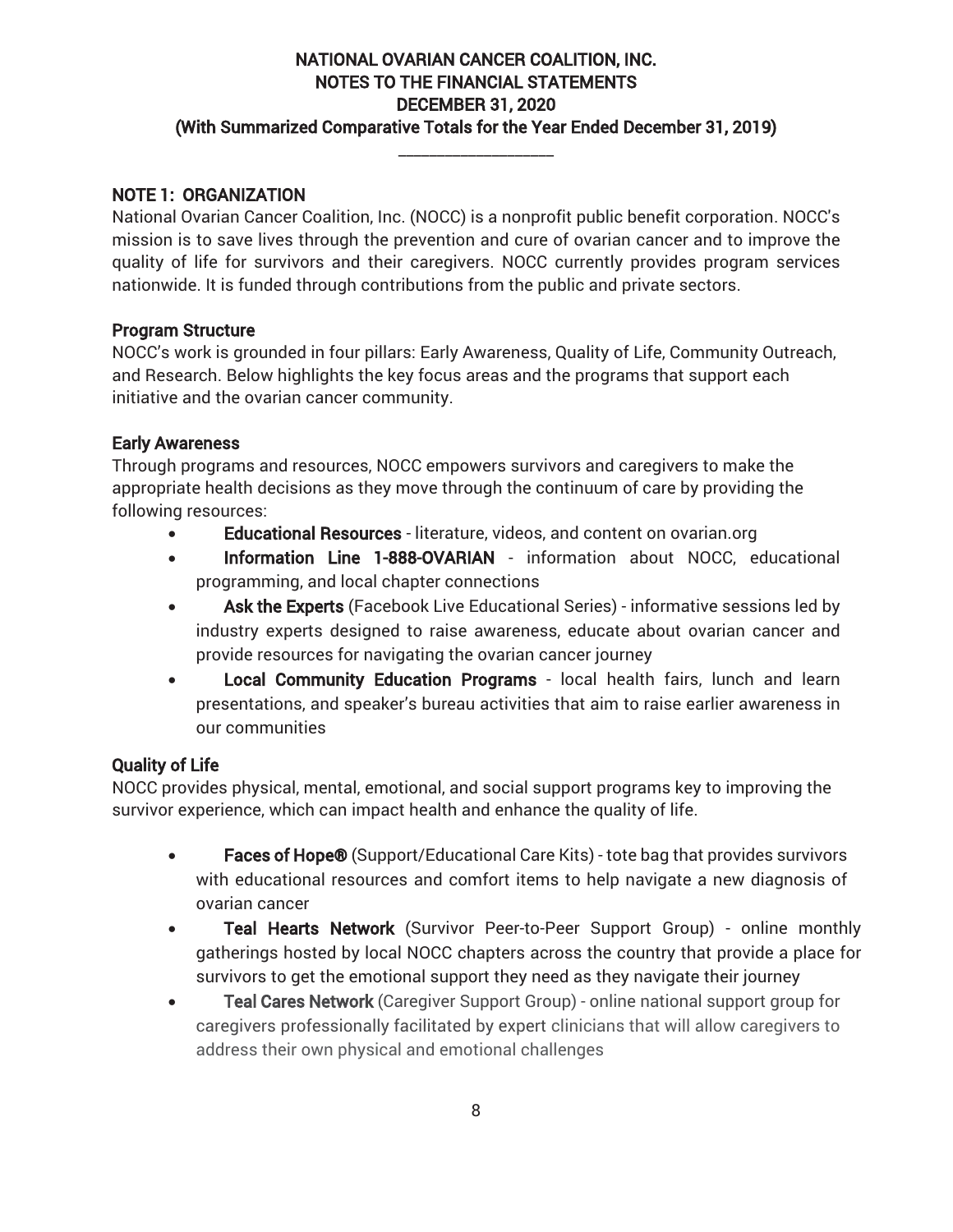# NATIONAL OVARIAN CANCER COALITION, INC.
## NOTES TO THE FINANCIAL STATEMENTS
## DECEMBER 31, 2020
## (With Summarized Comparative Totals for the Year Ended December 31, 2019)

---

### NOTE 1: ORGANIZATION

National Ovarian Cancer Coalition, Inc. (NOCC) is a nonprofit public benefit corporation. NOCC's mission is to save lives through the prevention and cure of ovarian cancer and to improve the quality of life for survivors and their caregivers. NOCC currently provides program services nationwide. It is funded through contributions from the public and private sectors.

### Program Structure

NOCC's work is grounded in four pillars: Early Awareness, Quality of Life, Community Outreach, and Research. Below highlights the key focus areas and the programs that support each initiative and the ovarian cancer community.

### Early Awareness

Through programs and resources, NOCC empowers survivors and caregivers to make the appropriate health decisions as they move through the continuum of care by providing the following resources:

- **Educational Resources** - literature, videos, and content on ovarian.org
- **Information Line 1-888-OVARIAN** - information about NOCC, educational programming, and local chapter connections
- **Ask the Experts** (Facebook Live Educational Series) - informative sessions led by industry experts designed to raise awareness, educate about ovarian cancer and provide resources for navigating the ovarian cancer journey
- **Local Community Education Programs** - local health fairs, lunch and learn presentations, and speaker's bureau activities that aim to raise earlier awareness in our communities

### Quality of Life

NOCC provides physical, mental, emotional, and social support programs key to improving the survivor experience, which can impact health and enhance the quality of life.

- **Faces of Hope®** (Support/Educational Care Kits) - tote bag that provides survivors with educational resources and comfort items to help navigate a new diagnosis of ovarian cancer
- **Teal Hearts Network** (Survivor Peer-to-Peer Support Group) - online monthly gatherings hosted by local NOCC chapters across the country that provide a place for survivors to get the emotional support they need as they navigate their journey
- **Teal Cares Network** (Caregiver Support Group) - online national support group for caregivers professionally facilitated by expert clinicians that will allow caregivers to address their own physical and emotional challenges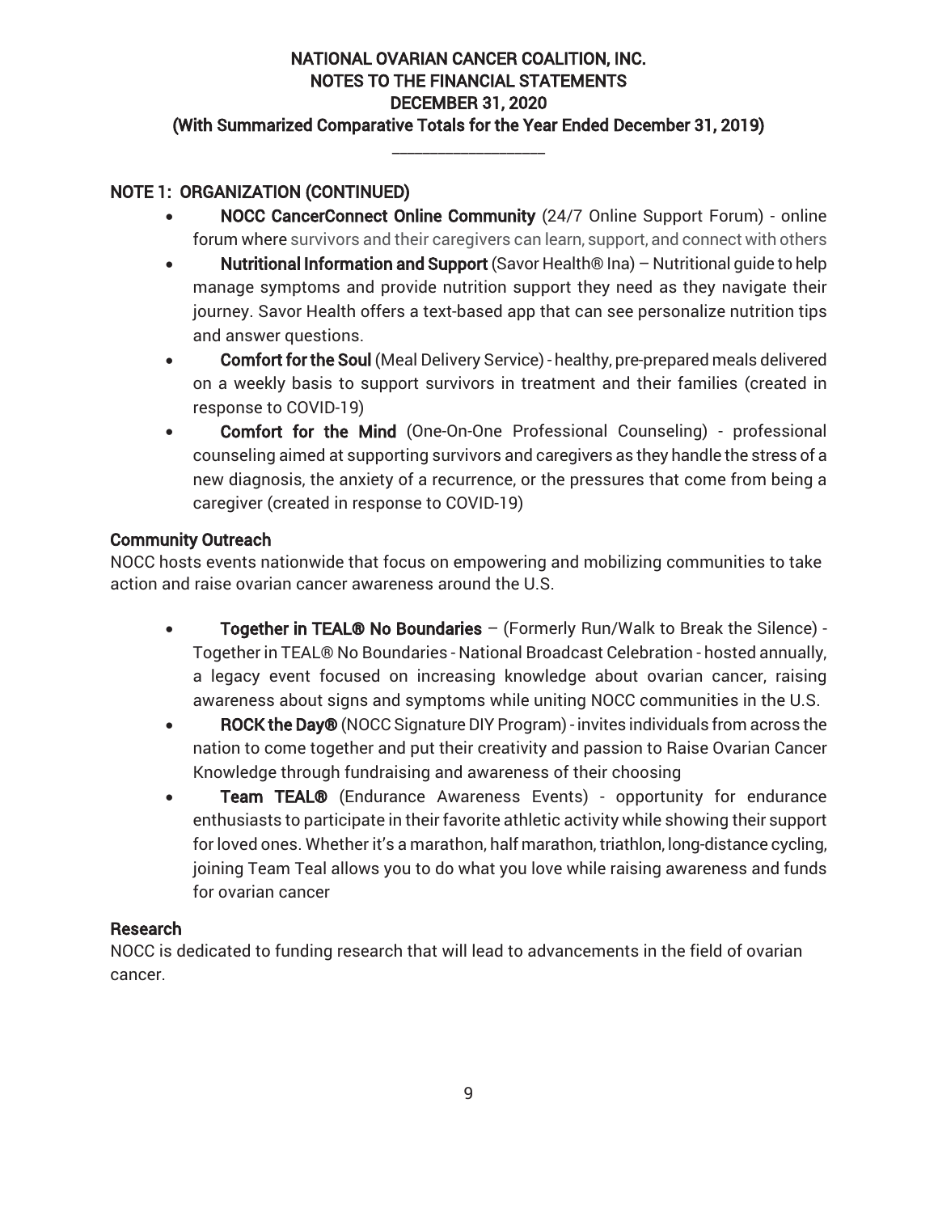# NATIONAL OVARIAN CANCER COALITION, INC.
## NOTES TO THE FINANCIAL STATEMENTS
## DECEMBER 31, 2020
## (With Summarized Comparative Totals for the Year Ended December 31, 2019)

### NOTE 1: ORGANIZATION (CONTINUED)

- **NOCC CancerConnect Online Community** (24/7 Online Support Forum) - online forum where survivors and their caregivers can learn, support, and connect with others
- **Nutritional Information and Support** (Savor Health® Ina) – Nutritional guide to help manage symptoms and provide nutrition support they need as they navigate their journey. Savor Health offers a text-based app that can see personalize nutrition tips and answer questions.
- **Comfort for the Soul** (Meal Delivery Service) - healthy, pre-prepared meals delivered on a weekly basis to support survivors in treatment and their families (created in response to COVID-19)
- **Comfort for the Mind** (One-On-One Professional Counseling) - professional counseling aimed at supporting survivors and caregivers as they handle the stress of a new diagnosis, the anxiety of a recurrence, or the pressures that come from being a caregiver (created in response to COVID-19)

#### Community Outreach

NOCC hosts events nationwide that focus on empowering and mobilizing communities to take action and raise ovarian cancer awareness around the U.S.

- **Together in TEAL® No Boundaries** – (Formerly Run/Walk to Break the Silence) - Together in TEAL® No Boundaries - National Broadcast Celebration - hosted annually, a legacy event focused on increasing knowledge about ovarian cancer, raising awareness about signs and symptoms while uniting NOCC communities in the U.S.
- **ROCK the Day®** (NOCC Signature DIY Program) - invites individuals from across the nation to come together and put their creativity and passion to Raise Ovarian Cancer Knowledge through fundraising and awareness of their choosing
- **Team TEAL®** (Endurance Awareness Events) - opportunity for endurance enthusiasts to participate in their favorite athletic activity while showing their support for loved ones. Whether it's a marathon, half marathon, triathlon, long-distance cycling, joining Team Teal allows you to do what you love while raising awareness and funds for ovarian cancer

#### Research

NOCC is dedicated to funding research that will lead to advancements in the field of ovarian cancer.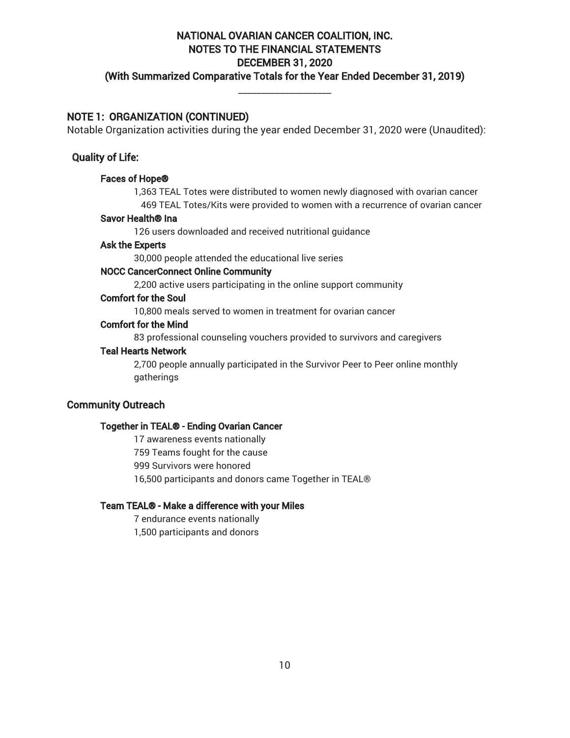# NATIONAL OVARIAN CANCER COALITION, INC.
# NOTES TO THE FINANCIAL STATEMENTS
# DECEMBER 31, 2020
# (With Summarized Comparative Totals for the Year Ended December 31, 2019)

## NOTE 1: ORGANIZATION (CONTINUED)

Notable Organization activities during the year ended December 31, 2020 were (Unaudited):

### Quality of Life:

**Faces of Hope®**

1,363 TEAL Totes were distributed to women newly diagnosed with ovarian cancer
469 TEAL Totes/Kits were provided to women with a recurrence of ovarian cancer

**Savor Health® Ina**

126 users downloaded and received nutritional guidance

**Ask the Experts**

30,000 people attended the educational live series

**NOCC CancerConnect Online Community**

2,200 active users participating in the online support community

**Comfort for the Soul**

10,800 meals served to women in treatment for ovarian cancer

**Comfort for the Mind**

83 professional counseling vouchers provided to survivors and caregivers

**Teal Hearts Network**

2,700 people annually participated in the Survivor Peer to Peer online monthly gatherings

### Community Outreach

**Together in TEAL® - Ending Ovarian Cancer**

17 awareness events nationally
759 Teams fought for the cause
999 Survivors were honored
16,500 participants and donors came Together in TEAL®

**Team TEAL® - Make a difference with your Miles**

7 endurance events nationally
1,500 participants and donors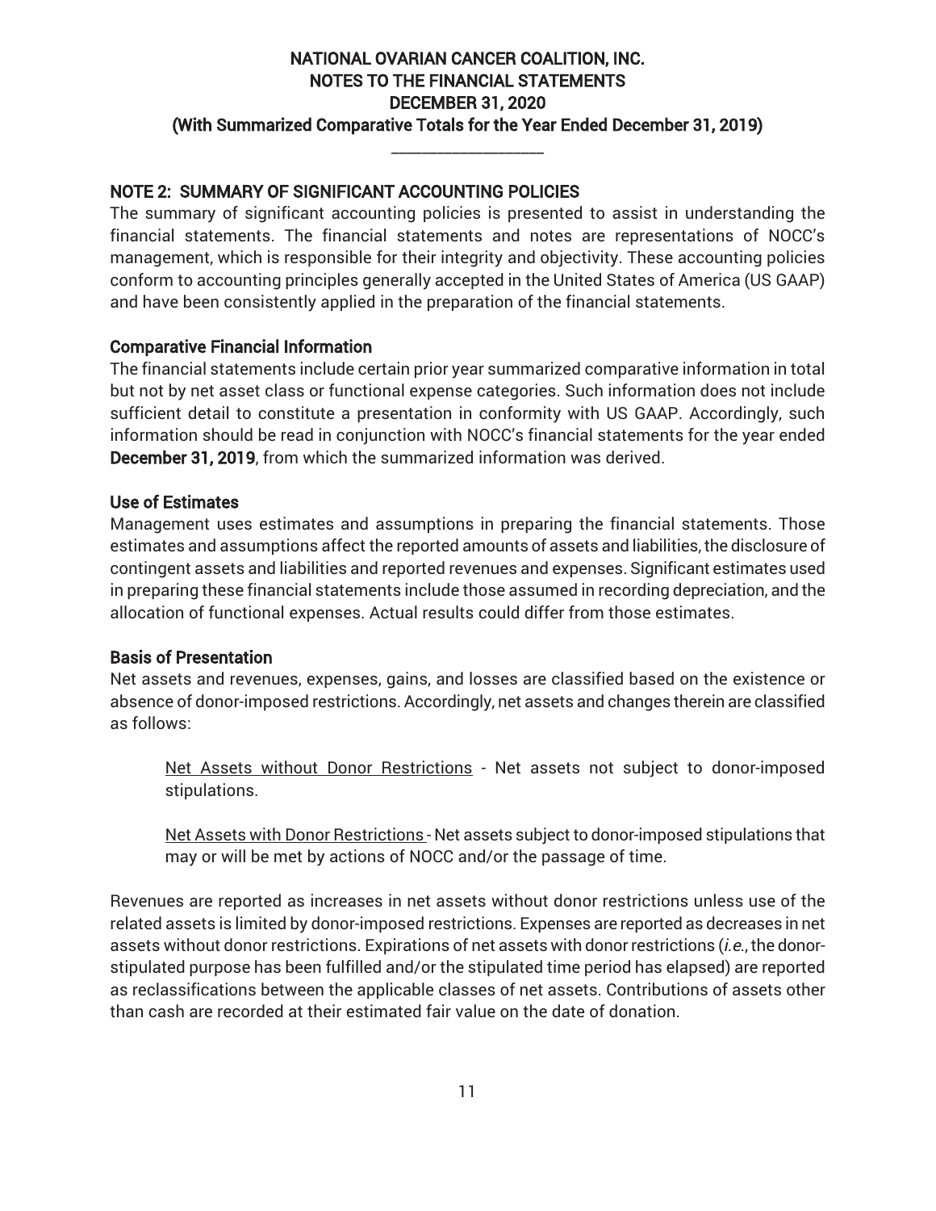# NATIONAL OVARIAN CANCER COALITION, INC.
# NOTES TO THE FINANCIAL STATEMENTS
# DECEMBER 31, 2020
# (With Summarized Comparative Totals for the Year Ended December 31, 2019)

## NOTE 2: SUMMARY OF SIGNIFICANT ACCOUNTING POLICIES

The summary of significant accounting policies is presented to assist in understanding the financial statements. The financial statements and notes are representations of NOCC's management, which is responsible for their integrity and objectivity. These accounting policies conform to accounting principles generally accepted in the United States of America (US GAAP) and have been consistently applied in the preparation of the financial statements.

### Comparative Financial Information

The financial statements include certain prior year summarized comparative information in total but not by net asset class or functional expense categories. Such information does not include sufficient detail to constitute a presentation in conformity with US GAAP. Accordingly, such information should be read in conjunction with NOCC's financial statements for the year ended **December 31, 2019**, from which the summarized information was derived.

### Use of Estimates

Management uses estimates and assumptions in preparing the financial statements. Those estimates and assumptions affect the reported amounts of assets and liabilities, the disclosure of contingent assets and liabilities and reported revenues and expenses. Significant estimates used in preparing these financial statements include those assumed in recording depreciation, and the allocation of functional expenses. Actual results could differ from those estimates.

### Basis of Presentation

Net assets and revenues, expenses, gains, and losses are classified based on the existence or absence of donor-imposed restrictions. Accordingly, net assets and changes therein are classified as follows:

> Net Assets without Donor Restrictions - Net assets not subject to donor-imposed stipulations.
>
> Net Assets with Donor Restrictions - Net assets subject to donor-imposed stipulations that may or will be met by actions of NOCC and/or the passage of time.

Revenues are reported as increases in net assets without donor restrictions unless use of the related assets is limited by donor-imposed restrictions. Expenses are reported as decreases in net assets without donor restrictions. Expirations of net assets with donor restrictions (*i.e.*, the donor-stipulated purpose has been fulfilled and/or the stipulated time period has elapsed) are reported as reclassifications between the applicable classes of net assets. Contributions of assets other than cash are recorded at their estimated fair value on the date of donation.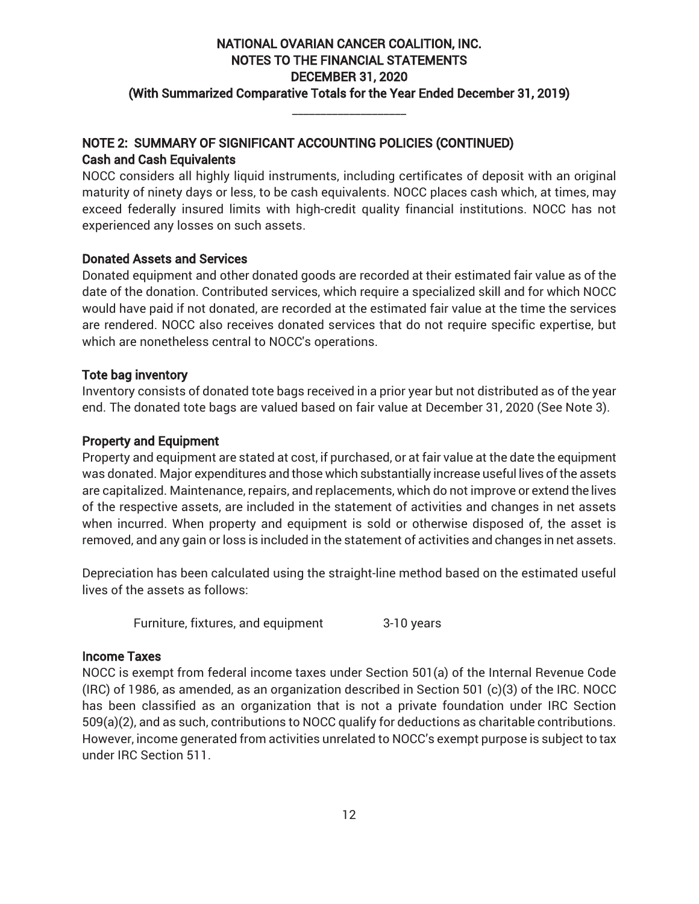# NATIONAL OVARIAN CANCER COALITION, INC.
# NOTES TO THE FINANCIAL STATEMENTS
# DECEMBER 31, 2020
# (With Summarized Comparative Totals for the Year Ended December 31, 2019)

## NOTE 2: SUMMARY OF SIGNIFICANT ACCOUNTING POLICIES (CONTINUED)

### Cash and Cash Equivalents

NOCC considers all highly liquid instruments, including certificates of deposit with an original maturity of ninety days or less, to be cash equivalents. NOCC places cash which, at times, may exceed federally insured limits with high-credit quality financial institutions. NOCC has not experienced any losses on such assets.

### Donated Assets and Services

Donated equipment and other donated goods are recorded at their estimated fair value as of the date of the donation. Contributed services, which require a specialized skill and for which NOCC would have paid if not donated, are recorded at the estimated fair value at the time the services are rendered. NOCC also receives donated services that do not require specific expertise, but which are nonetheless central to NOCC's operations.

### Tote bag inventory

Inventory consists of donated tote bags received in a prior year but not distributed as of the year end. The donated tote bags are valued based on fair value at December 31, 2020 (See Note 3).

### Property and Equipment

Property and equipment are stated at cost, if purchased, or at fair value at the date the equipment was donated. Major expenditures and those which substantially increase useful lives of the assets are capitalized. Maintenance, repairs, and replacements, which do not improve or extend the lives of the respective assets, are included in the statement of activities and changes in net assets when incurred. When property and equipment is sold or otherwise disposed of, the asset is removed, and any gain or loss is included in the statement of activities and changes in net assets.

Depreciation has been calculated using the straight-line method based on the estimated useful lives of the assets as follows:

| | |
|---|---|
| Furniture, fixtures, and equipment | 3-10 years |

### Income Taxes

NOCC is exempt from federal income taxes under Section 501(a) of the Internal Revenue Code (IRC) of 1986, as amended, as an organization described in Section 501 (c)(3) of the IRC. NOCC has been classified as an organization that is not a private foundation under IRC Section 509(a)(2), and as such, contributions to NOCC qualify for deductions as charitable contributions. However, income generated from activities unrelated to NOCC's exempt purpose is subject to tax under IRC Section 511.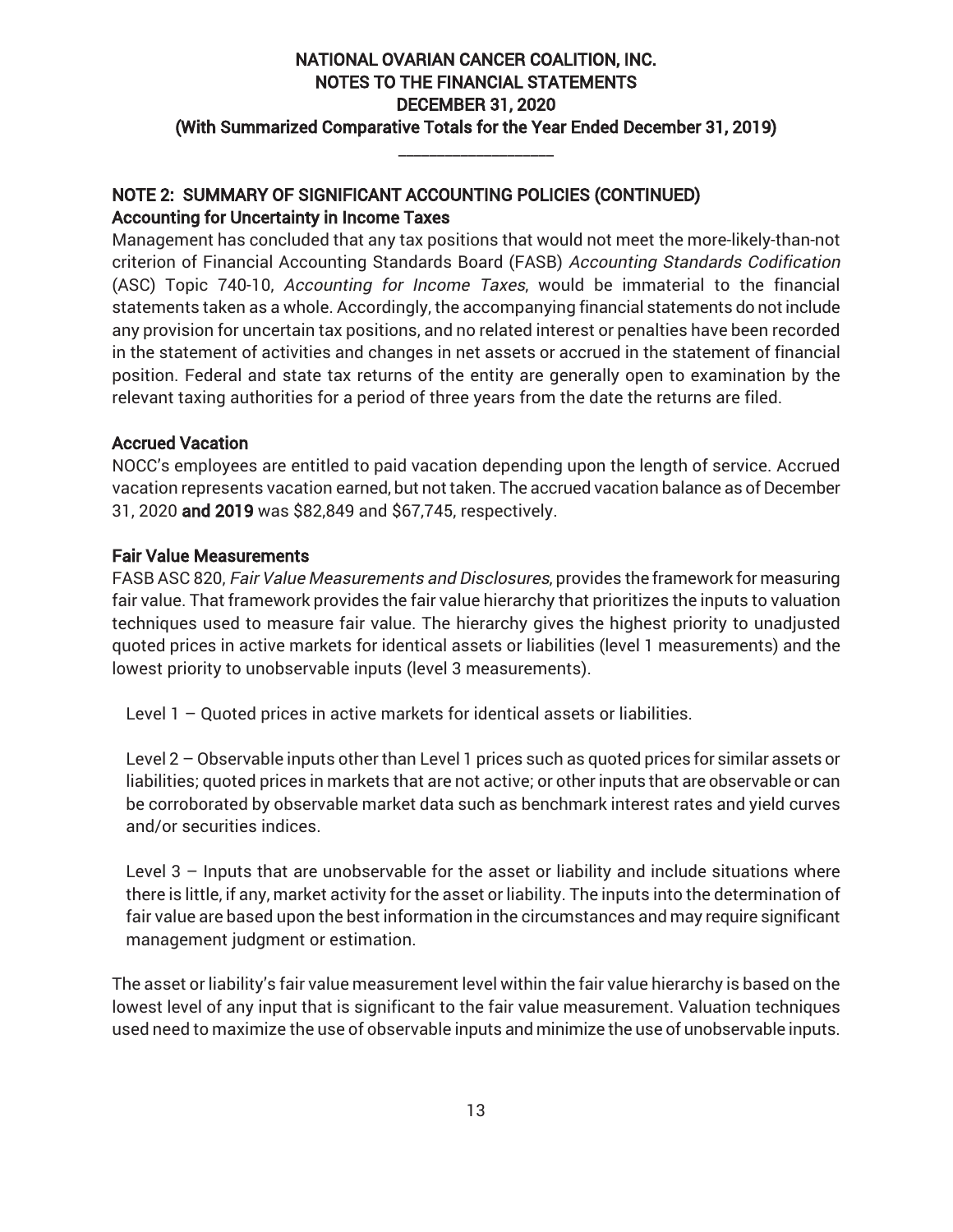## NOTE 2: SUMMARY OF SIGNIFICANT ACCOUNTING POLICIES (CONTINUED)

### Accounting for Uncertainty in Income Taxes

Management has concluded that any tax positions that would not meet the more-likely-than-not criterion of Financial Accounting Standards Board (FASB) *Accounting Standards Codification* (ASC) Topic 740-10, *Accounting for Income Taxes*, would be immaterial to the financial statements taken as a whole. Accordingly, the accompanying financial statements do not include any provision for uncertain tax positions, and no related interest or penalties have been recorded in the statement of activities and changes in net assets or accrued in the statement of financial position. Federal and state tax returns of the entity are generally open to examination by the relevant taxing authorities for a period of three years from the date the returns are filed.

### Accrued Vacation

NOCC's employees are entitled to paid vacation depending upon the length of service. Accrued vacation represents vacation earned, but not taken. The accrued vacation balance as of December 31, 2020 **and 2019** was $82,849 and $67,745, respectively.

### Fair Value Measurements

FASB ASC 820, *Fair Value Measurements and Disclosures*, provides the framework for measuring fair value. That framework provides the fair value hierarchy that prioritizes the inputs to valuation techniques used to measure fair value. The hierarchy gives the highest priority to unadjusted quoted prices in active markets for identical assets or liabilities (level 1 measurements) and the lowest priority to unobservable inputs (level 3 measurements).

Level 1 – Quoted prices in active markets for identical assets or liabilities.

Level 2 – Observable inputs other than Level 1 prices such as quoted prices for similar assets or liabilities; quoted prices in markets that are not active; or other inputs that are observable or can be corroborated by observable market data such as benchmark interest rates and yield curves and/or securities indices.

Level 3 – Inputs that are unobservable for the asset or liability and include situations where there is little, if any, market activity for the asset or liability. The inputs into the determination of fair value are based upon the best information in the circumstances and may require significant management judgment or estimation.

The asset or liability's fair value measurement level within the fair value hierarchy is based on the lowest level of any input that is significant to the fair value measurement. Valuation techniques used need to maximize the use of observable inputs and minimize the use of unobservable inputs.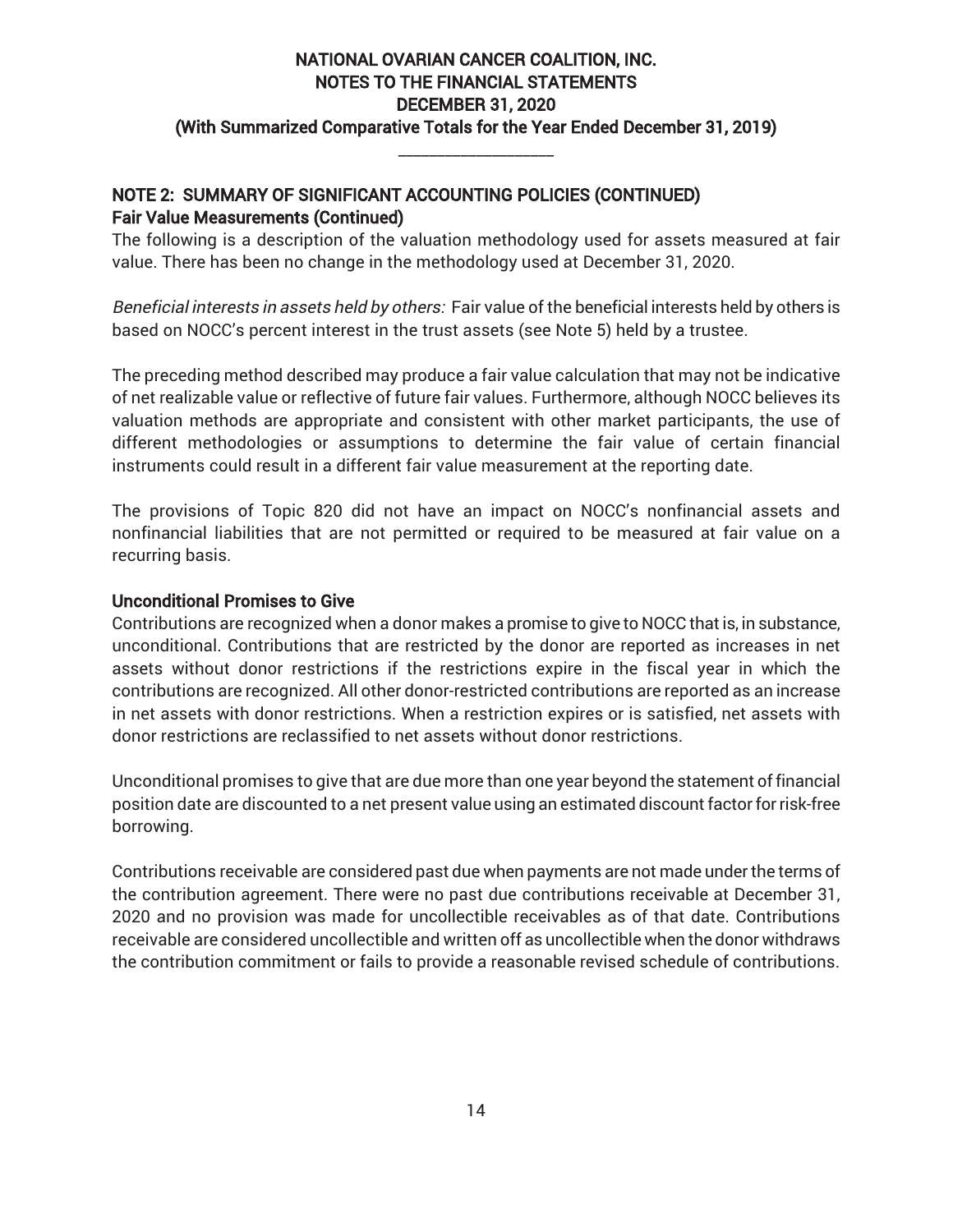## NOTE 2: SUMMARY OF SIGNIFICANT ACCOUNTING POLICIES (CONTINUED)

### Fair Value Measurements (Continued)

The following is a description of the valuation methodology used for assets measured at fair value. There has been no change in the methodology used at December 31, 2020.

*Beneficial interests in assets held by others:* Fair value of the beneficial interests held by others is based on NOCC's percent interest in the trust assets (see Note 5) held by a trustee.

The preceding method described may produce a fair value calculation that may not be indicative of net realizable value or reflective of future fair values. Furthermore, although NOCC believes its valuation methods are appropriate and consistent with other market participants, the use of different methodologies or assumptions to determine the fair value of certain financial instruments could result in a different fair value measurement at the reporting date.

The provisions of Topic 820 did not have an impact on NOCC's nonfinancial assets and nonfinancial liabilities that are not permitted or required to be measured at fair value on a recurring basis.

### Unconditional Promises to Give

Contributions are recognized when a donor makes a promise to give to NOCC that is, in substance, unconditional. Contributions that are restricted by the donor are reported as increases in net assets without donor restrictions if the restrictions expire in the fiscal year in which the contributions are recognized. All other donor-restricted contributions are reported as an increase in net assets with donor restrictions. When a restriction expires or is satisfied, net assets with donor restrictions are reclassified to net assets without donor restrictions.

Unconditional promises to give that are due more than one year beyond the statement of financial position date are discounted to a net present value using an estimated discount factor for risk-free borrowing.

Contributions receivable are considered past due when payments are not made under the terms of the contribution agreement. There were no past due contributions receivable at December 31, 2020 and no provision was made for uncollectible receivables as of that date. Contributions receivable are considered uncollectible and written off as uncollectible when the donor withdraws the contribution commitment or fails to provide a reasonable revised schedule of contributions.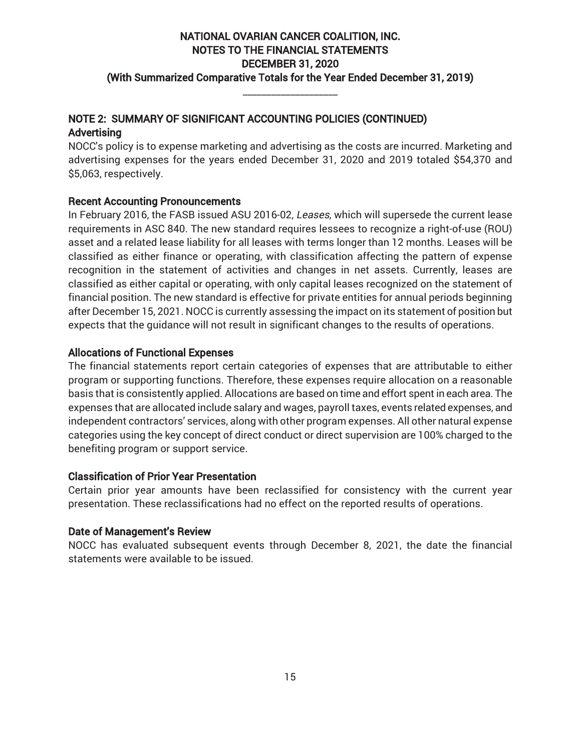## NOTE 2: SUMMARY OF SIGNIFICANT ACCOUNTING POLICIES (CONTINUED)

### Advertising

NOCC's policy is to expense marketing and advertising as the costs are incurred. Marketing and advertising expenses for the years ended December 31, 2020 and 2019 totaled $54,370 and $5,063, respectively.

### Recent Accounting Pronouncements

In February 2016, the FASB issued ASU 2016-02, *Leases*, which will supersede the current lease requirements in ASC 840. The new standard requires lessees to recognize a right-of-use (ROU) asset and a related lease liability for all leases with terms longer than 12 months. Leases will be classified as either finance or operating, with classification affecting the pattern of expense recognition in the statement of activities and changes in net assets. Currently, leases are classified as either capital or operating, with only capital leases recognized on the statement of financial position. The new standard is effective for private entities for annual periods beginning after December 15, 2021. NOCC is currently assessing the impact on its statement of position but expects that the guidance will not result in significant changes to the results of operations.

### Allocations of Functional Expenses

The financial statements report certain categories of expenses that are attributable to either program or supporting functions. Therefore, these expenses require allocation on a reasonable basis that is consistently applied. Allocations are based on time and effort spent in each area. The expenses that are allocated include salary and wages, payroll taxes, events related expenses, and independent contractors' services, along with other program expenses. All other natural expense categories using the key concept of direct conduct or direct supervision are 100% charged to the benefiting program or support service.

### Classification of Prior Year Presentation

Certain prior year amounts have been reclassified for consistency with the current year presentation. These reclassifications had no effect on the reported results of operations.

### Date of Management's Review

NOCC has evaluated subsequent events through December 8, 2021, the date the financial statements were available to be issued.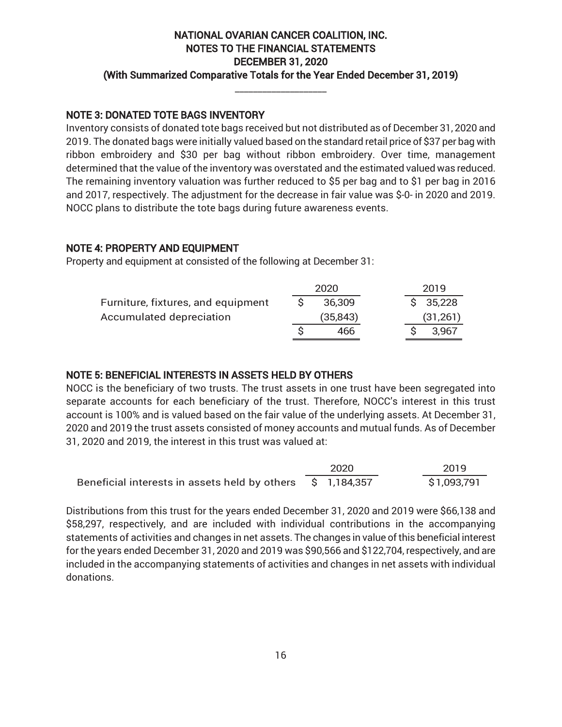# NATIONAL OVARIAN CANCER COALITION, INC.
## NOTES TO THE FINANCIAL STATEMENTS
## DECEMBER 31, 2020
## (With Summarized Comparative Totals for the Year Ended December 31, 2019)

### NOTE 3: DONATED TOTE BAGS INVENTORY

Inventory consists of donated tote bags received but not distributed as of December 31, 2020 and 2019. The donated bags were initially valued based on the standard retail price of $37 per bag with ribbon embroidery and $30 per bag without ribbon embroidery. Over time, management determined that the value of the inventory was overstated and the estimated valued was reduced. The remaining inventory valuation was further reduced to $5 per bag and to $1 per bag in 2016 and 2017, respectively. The adjustment for the decrease in fair value was $-0- in 2020 and 2019. NOCC plans to distribute the tote bags during future awareness events.

### NOTE 4: PROPERTY AND EQUIPMENT

Property and equipment at consisted of the following at December 31:

| | 2020 | 2019 |
|---|---|---|
| Furniture, fixtures, and equipment | $ 36,309 | $ 35,228 |
| Accumulated depreciation | (35,843) | (31,261) |
| | $ 466 | $ 3,967 |

### NOTE 5: BENEFICIAL INTERESTS IN ASSETS HELD BY OTHERS

NOCC is the beneficiary of two trusts. The trust assets in one trust have been segregated into separate accounts for each beneficiary of the trust. Therefore, NOCC's interest in this trust account is 100% and is valued based on the fair value of the underlying assets. At December 31, 2020 and 2019 the trust assets consisted of money accounts and mutual funds. As of December 31, 2020 and 2019, the interest in this trust was valued at:

| | 2020 | 2019 |
|---|---|---|
| Beneficial interests in assets held by others | $ 1,184,357 | $1,093,791 |

Distributions from this trust for the years ended December 31, 2020 and 2019 were $66,138 and $58,297, respectively, and are included with individual contributions in the accompanying statements of activities and changes in net assets. The changes in value of this beneficial interest for the years ended December 31, 2020 and 2019 was $90,566 and $122,704, respectively, and are included in the accompanying statements of activities and changes in net assets with individual donations.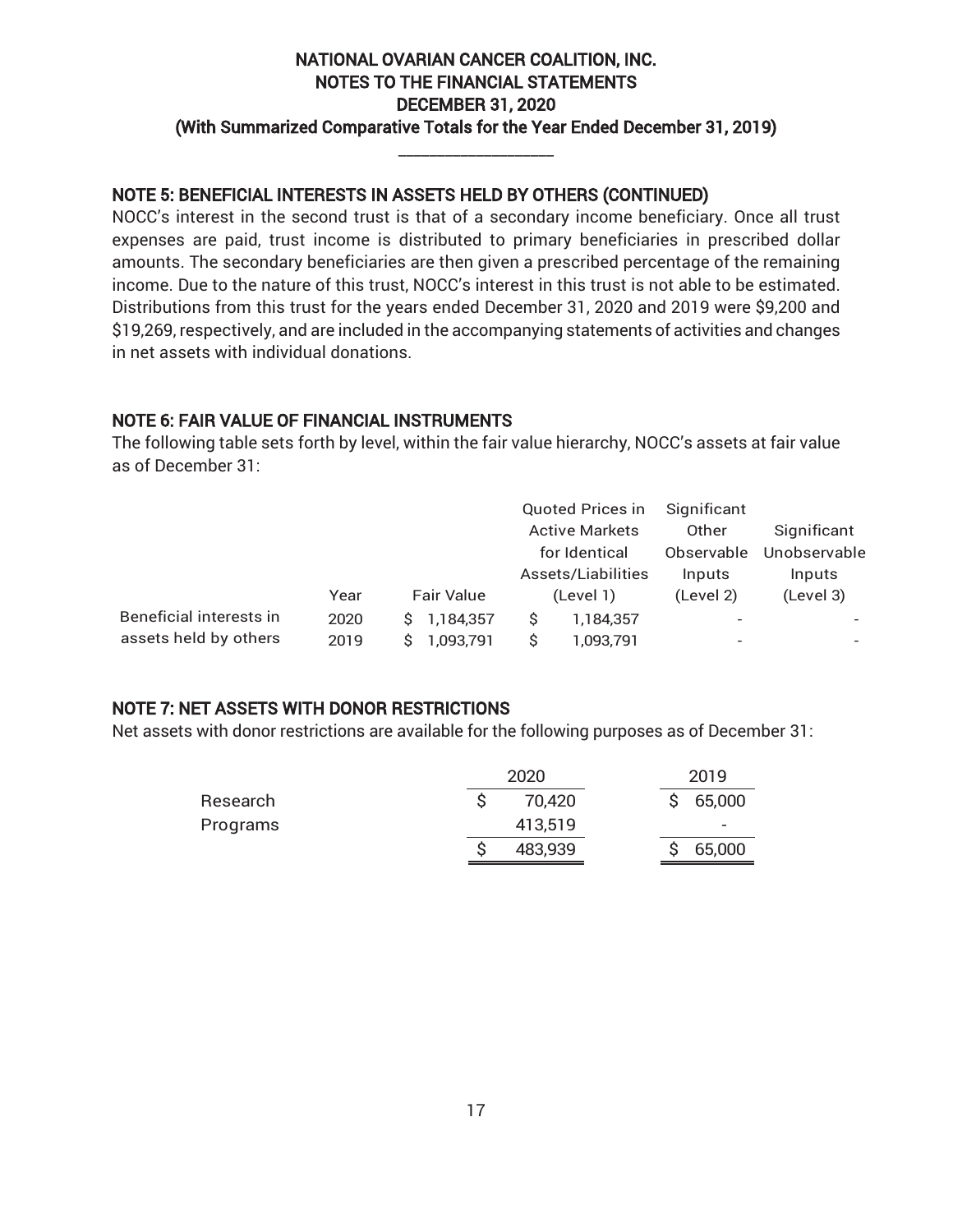## NOTE 5: BENEFICIAL INTERESTS IN ASSETS HELD BY OTHERS (CONTINUED)

NOCC's interest in the second trust is that of a secondary income beneficiary. Once all trust expenses are paid, trust income is distributed to primary beneficiaries in prescribed dollar amounts. The secondary beneficiaries are then given a prescribed percentage of the remaining income. Due to the nature of this trust, NOCC's interest in this trust is not able to be estimated. Distributions from this trust for the years ended December 31, 2020 and 2019 were $9,200 and $19,269, respectively, and are included in the accompanying statements of activities and changes in net assets with individual donations.

## NOTE 6: FAIR VALUE OF FINANCIAL INSTRUMENTS

The following table sets forth by level, within the fair value hierarchy, NOCC's assets at fair value as of December 31:

| | Year | Fair Value | Quoted Prices in Active Markets for Identical Assets/Liabilities (Level 1) | Significant Other Observable Inputs (Level 2) | Significant Unobservable Inputs (Level 3) |
|---|---|---|---|---|---|
| Beneficial interests in assets held by others | 2020 | $ 1,184,357 | $ 1,184,357 | - | - |
| | 2019 | $ 1,093,791 | $ 1,093,791 | - | - |

## NOTE 7: NET ASSETS WITH DONOR RESTRICTIONS

Net assets with donor restrictions are available for the following purposes as of December 31:

| | 2020 | 2019 |
|---|---|---|
| Research | $ 70,420 | $ 65,000 |
| Programs | 413,519 | - |
| | $ 483,939 | $ 65,000 |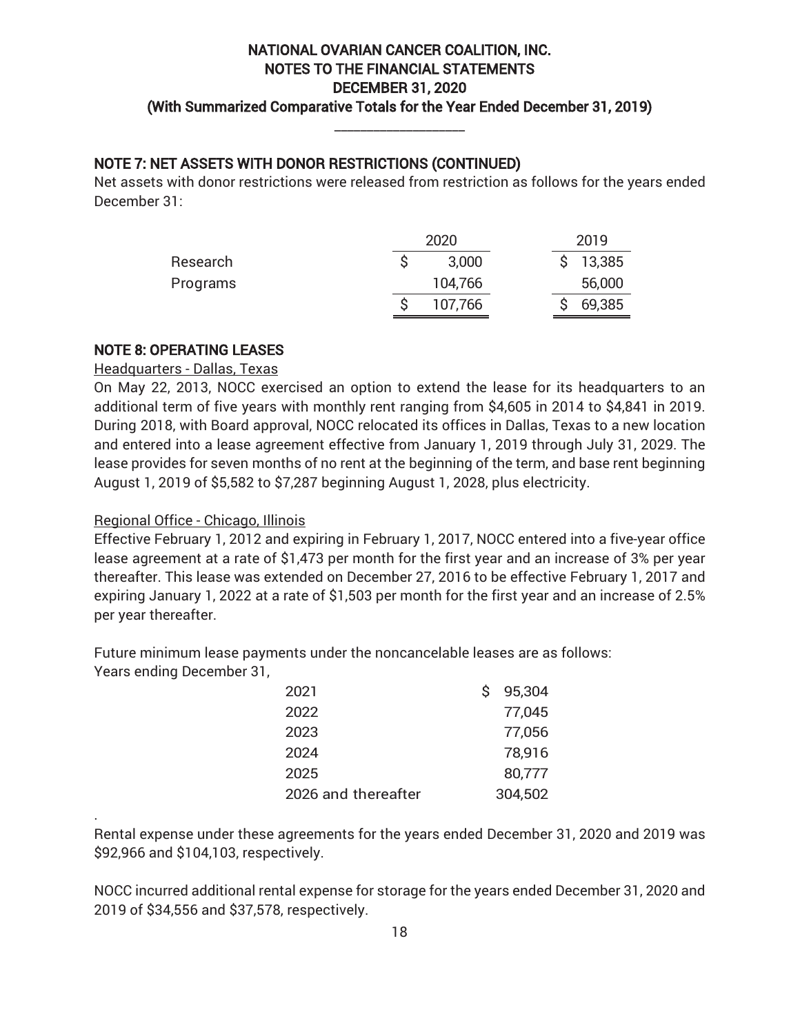NATIONAL OVARIAN CANCER COALITION, INC.
NOTES TO THE FINANCIAL STATEMENTS
DECEMBER 31, 2020
(With Summarized Comparative Totals for the Year Ended December 31, 2019)

## NOTE 7: NET ASSETS WITH DONOR RESTRICTIONS (CONTINUED)

Net assets with donor restrictions were released from restriction as follows for the years ended December 31:

| | 2020 | 2019 |
|---|---|---|
| Research | $ 3,000 | $ 13,385 |
| Programs | 104,766 | 56,000 |
| | $ 107,766 | $ 69,385 |

## NOTE 8: OPERATING LEASES

Headquarters - Dallas, Texas

On May 22, 2013, NOCC exercised an option to extend the lease for its headquarters to an additional term of five years with monthly rent ranging from $4,605 in 2014 to $4,841 in 2019. During 2018, with Board approval, NOCC relocated its offices in Dallas, Texas to a new location and entered into a lease agreement effective from January 1, 2019 through July 31, 2029. The lease provides for seven months of no rent at the beginning of the term, and base rent beginning August 1, 2019 of $5,582 to $7,287 beginning August 1, 2028, plus electricity.

Regional Office - Chicago, Illinois

Effective February 1, 2012 and expiring in February 1, 2017, NOCC entered into a five-year office lease agreement at a rate of $1,473 per month for the first year and an increase of 3% per year thereafter. This lease was extended on December 27, 2016 to be effective February 1, 2017 and expiring January 1, 2022 at a rate of $1,503 per month for the first year and an increase of 2.5% per year thereafter.

Future minimum lease payments under the noncancelable leases are as follows:
Years ending December 31,

| | |
|---|---|
| 2021 | $ 95,304 |
| 2022 | 77,045 |
| 2023 | 77,056 |
| 2024 | 78,916 |
| 2025 | 80,777 |
| 2026 and thereafter | 304,502 |

Rental expense under these agreements for the years ended December 31, 2020 and 2019 was $92,966 and $104,103, respectively.

NOCC incurred additional rental expense for storage for the years ended December 31, 2020 and 2019 of $34,556 and $37,578, respectively.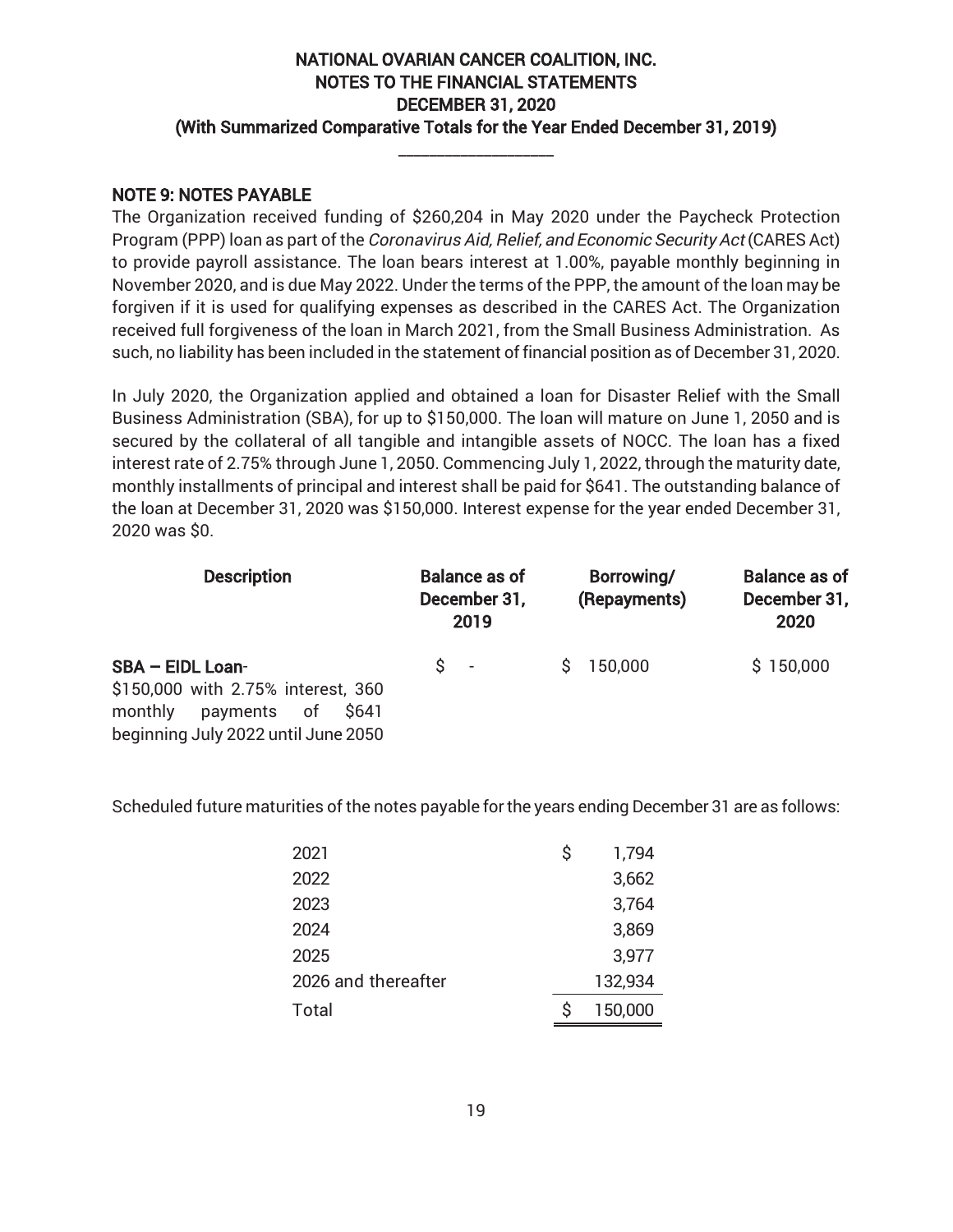## NOTE 9: NOTES PAYABLE

The Organization received funding of $260,204 in May 2020 under the Paycheck Protection Program (PPP) loan as part of the *Coronavirus Aid, Relief, and Economic Security Act* (CARES Act) to provide payroll assistance. The loan bears interest at 1.00%, payable monthly beginning in November 2020, and is due May 2022. Under the terms of the PPP, the amount of the loan may be forgiven if it is used for qualifying expenses as described in the CARES Act. The Organization received full forgiveness of the loan in March 2021, from the Small Business Administration. As such, no liability has been included in the statement of financial position as of December 31, 2020.

In July 2020, the Organization applied and obtained a loan for Disaster Relief with the Small Business Administration (SBA), for up to $150,000. The loan will mature on June 1, 2050 and is secured by the collateral of all tangible and intangible assets of NOCC. The loan has a fixed interest rate of 2.75% through June 1, 2050. Commencing July 1, 2022, through the maturity date, monthly installments of principal and interest shall be paid for $641. The outstanding balance of the loan at December 31, 2020 was $150,000. Interest expense for the year ended December 31, 2020 was $0.

| Description | Balance as of December 31, 2019 | Borrowing/ (Repayments) | Balance as of December 31, 2020 |
|---|---|---|---|
| **SBA – EIDL Loan**- $150,000 with 2.75% interest, 360 monthly payments of $641 beginning July 2022 until June 2050 | $ - | $ 150,000 | $ 150,000 |

Scheduled future maturities of the notes payable for the years ending December 31 are as follows:

| | |
|---|---|
| 2021 | $ 1,794 |
| 2022 | 3,662 |
| 2023 | 3,764 |
| 2024 | 3,869 |
| 2025 | 3,977 |
| 2026 and thereafter | 132,934 |
| Total | $ 150,000 |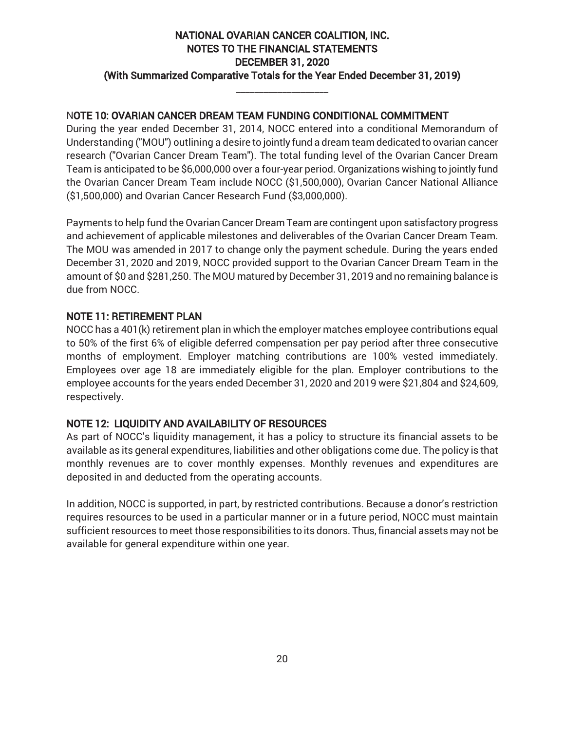## NOTE 10: OVARIAN CANCER DREAM TEAM FUNDING CONDITIONAL COMMITMENT

During the year ended December 31, 2014, NOCC entered into a conditional Memorandum of Understanding ("MOU") outlining a desire to jointly fund a dream team dedicated to ovarian cancer research ("Ovarian Cancer Dream Team"). The total funding level of the Ovarian Cancer Dream Team is anticipated to be $6,000,000 over a four-year period. Organizations wishing to jointly fund the Ovarian Cancer Dream Team include NOCC ($1,500,000), Ovarian Cancer National Alliance ($1,500,000) and Ovarian Cancer Research Fund ($3,000,000).

Payments to help fund the Ovarian Cancer Dream Team are contingent upon satisfactory progress and achievement of applicable milestones and deliverables of the Ovarian Cancer Dream Team. The MOU was amended in 2017 to change only the payment schedule. During the years ended December 31, 2020 and 2019, NOCC provided support to the Ovarian Cancer Dream Team in the amount of $0 and $281,250. The MOU matured by December 31, 2019 and no remaining balance is due from NOCC.

## NOTE 11: RETIREMENT PLAN

NOCC has a 401(k) retirement plan in which the employer matches employee contributions equal to 50% of the first 6% of eligible deferred compensation per pay period after three consecutive months of employment. Employer matching contributions are 100% vested immediately. Employees over age 18 are immediately eligible for the plan. Employer contributions to the employee accounts for the years ended December 31, 2020 and 2019 were $21,804 and $24,609, respectively.

## NOTE 12: LIQUIDITY AND AVAILABILITY OF RESOURCES

As part of NOCC's liquidity management, it has a policy to structure its financial assets to be available as its general expenditures, liabilities and other obligations come due. The policy is that monthly revenues are to cover monthly expenses. Monthly revenues and expenditures are deposited in and deducted from the operating accounts.

In addition, NOCC is supported, in part, by restricted contributions. Because a donor's restriction requires resources to be used in a particular manner or in a future period, NOCC must maintain sufficient resources to meet those responsibilities to its donors. Thus, financial assets may not be available for general expenditure within one year.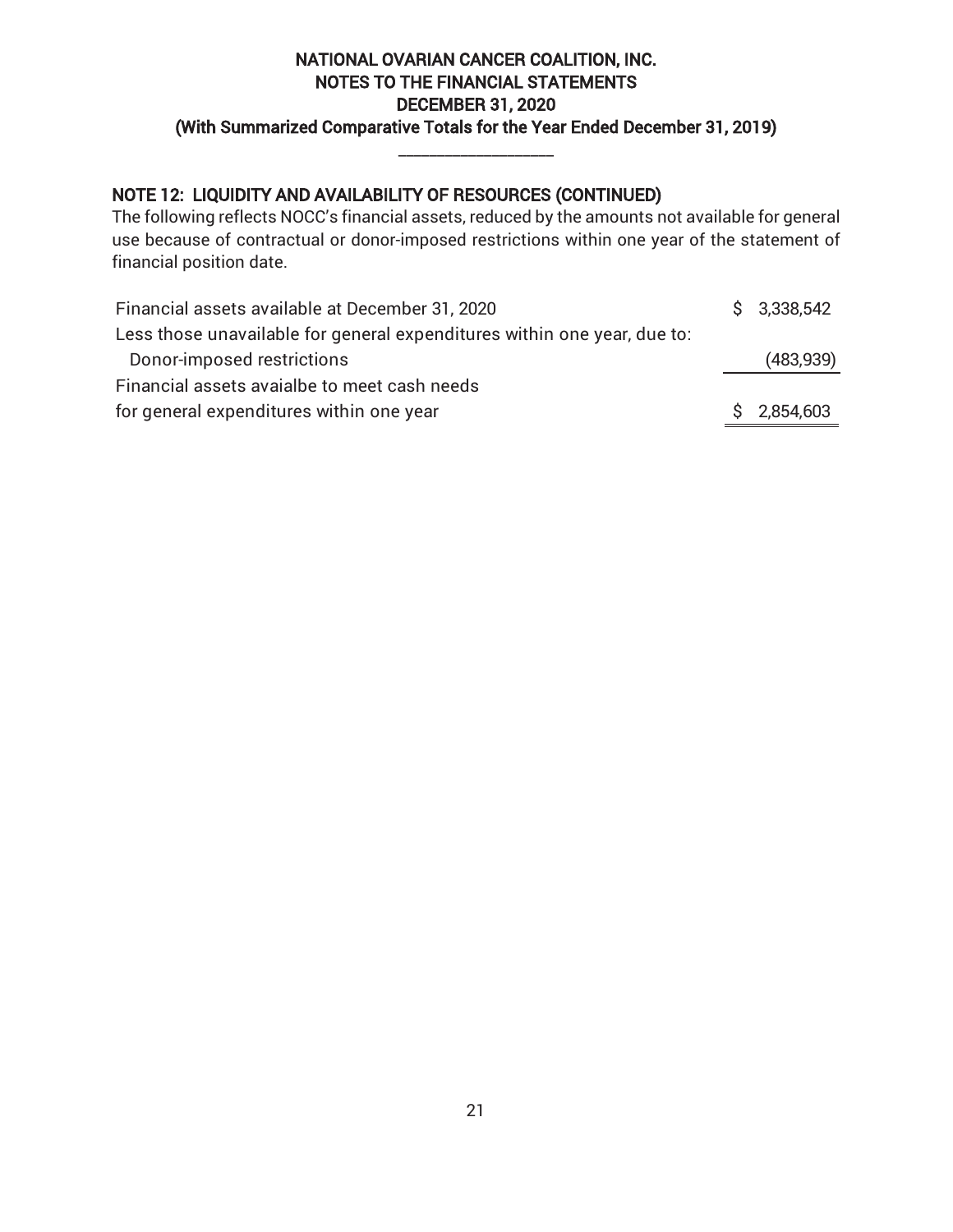NATIONAL OVARIAN CANCER COALITION, INC.
NOTES TO THE FINANCIAL STATEMENTS
DECEMBER 31, 2020
(With Summarized Comparative Totals for the Year Ended December 31, 2019)

## NOTE 12: LIQUIDITY AND AVAILABILITY OF RESOURCES (CONTINUED)

The following reflects NOCC's financial assets, reduced by the amounts not available for general use because of contractual or donor-imposed restrictions within one year of the statement of financial position date.

| | |
|---|---|
| Financial assets available at December 31, 2020 | $ 3,338,542 |
| Less those unavailable for general expenditures within one year, due to: | |
| Donor-imposed restrictions | (483,939) |
| Financial assets avaialbe to meet cash needs for general expenditures within one year | $ 2,854,603 |